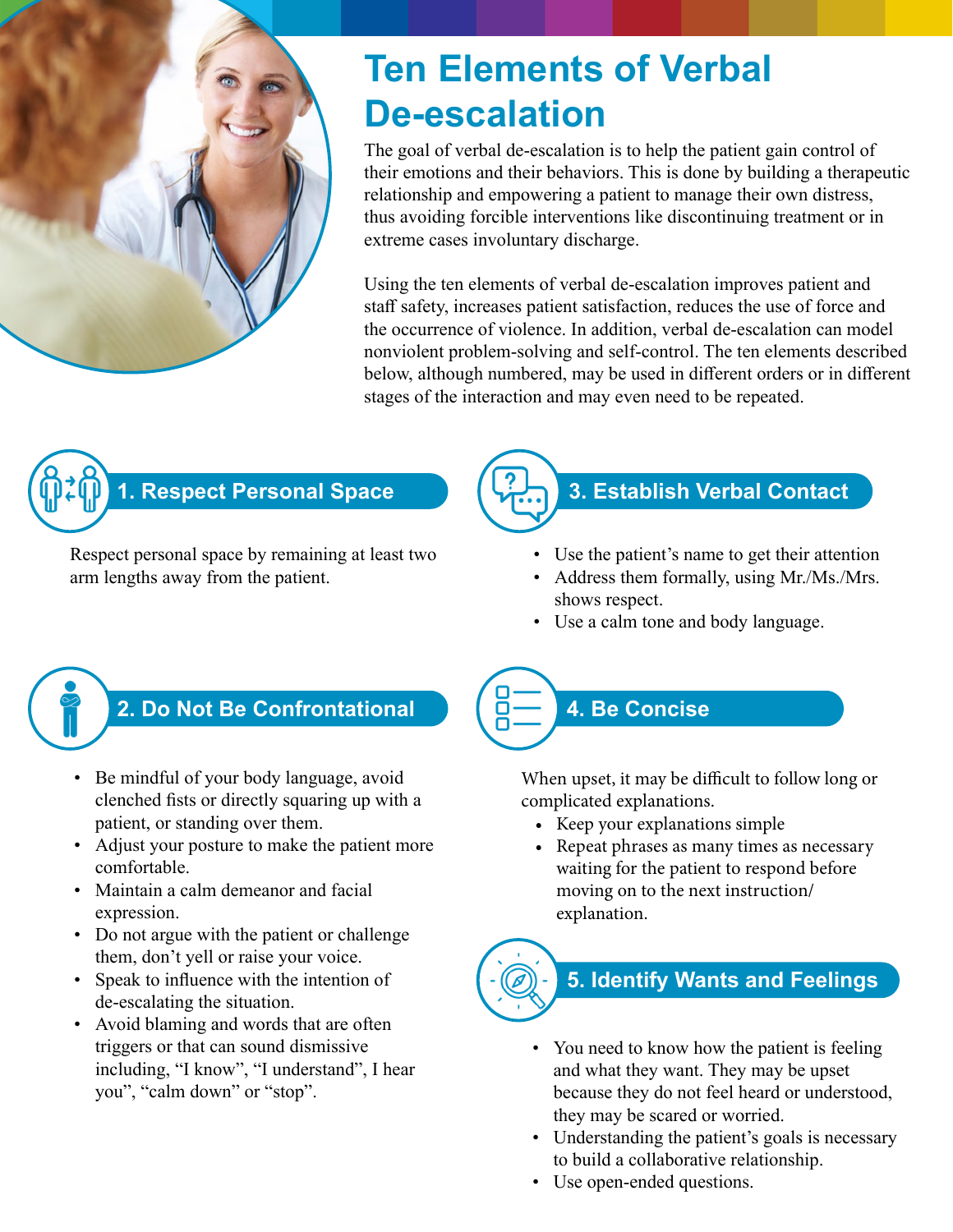# Ten Elements of Verbal De-escalation

The goal of verbal de-escalation is to help the patient gain control of their emotions and their behaviors. This is done by building a therapeutic relationship and empowering a patient to manage their own distress, thus avoiding forcible interventions like discontinuing treatment or in extreme cases involuntary discharge.

Using the ten elements of verbal de-escalation improves patient and staff safety, increases patient satisfaction, reduces the use of force and the occurrence of violence. In addition, verbal de-escalation can model nonviolent problem-solving and self-control. The ten elements described below, although numbered, may be used in different orders or in different stages of the interaction and may even need to be repeated.

## 1. Respect Personal Space

Respect personal space by remaining at least two arm lengths away from the patient.

## 2. Do Not Be Confrontational

- Be mindful of your body language, avoid clenched fists or directly squaring up with a patient, or standing over them.
- Adjust your posture to make the patient more comfortable.
- Maintain a calm demeanor and facial expression.
- Do not argue with the patient or challenge them, don't yell or raise your voice.
- Speak to influence with the intention of de-escalating the situation.
- Avoid blaming and words that are often triggers or that can sound dismissive including, "I know", "I understand", I hear you", "calm down" or "stop".

## 3. Establish Verbal Contact

- Use the patient's name to get their attention
- Address them formally, using Mr./Ms./Mrs. shows respect.
- Use a calm tone and body language.

## 4. Be Concise

When upset, it may be difficult to follow long or complicated explanations.

- Keep your explanations simple
- Repeat phrases as many times as necessary waiting for the patient to respond before moving on to the next instruction/ explanation.

## 5. Identify Wants and Feelings

- You need to know how the patient is feeling and what they want. They may be upset because they do not feel heard or understood, they may be scared or worried.
- Understanding the patient's goals is necessary to build a collaborative relationship.
- Use open-ended questions.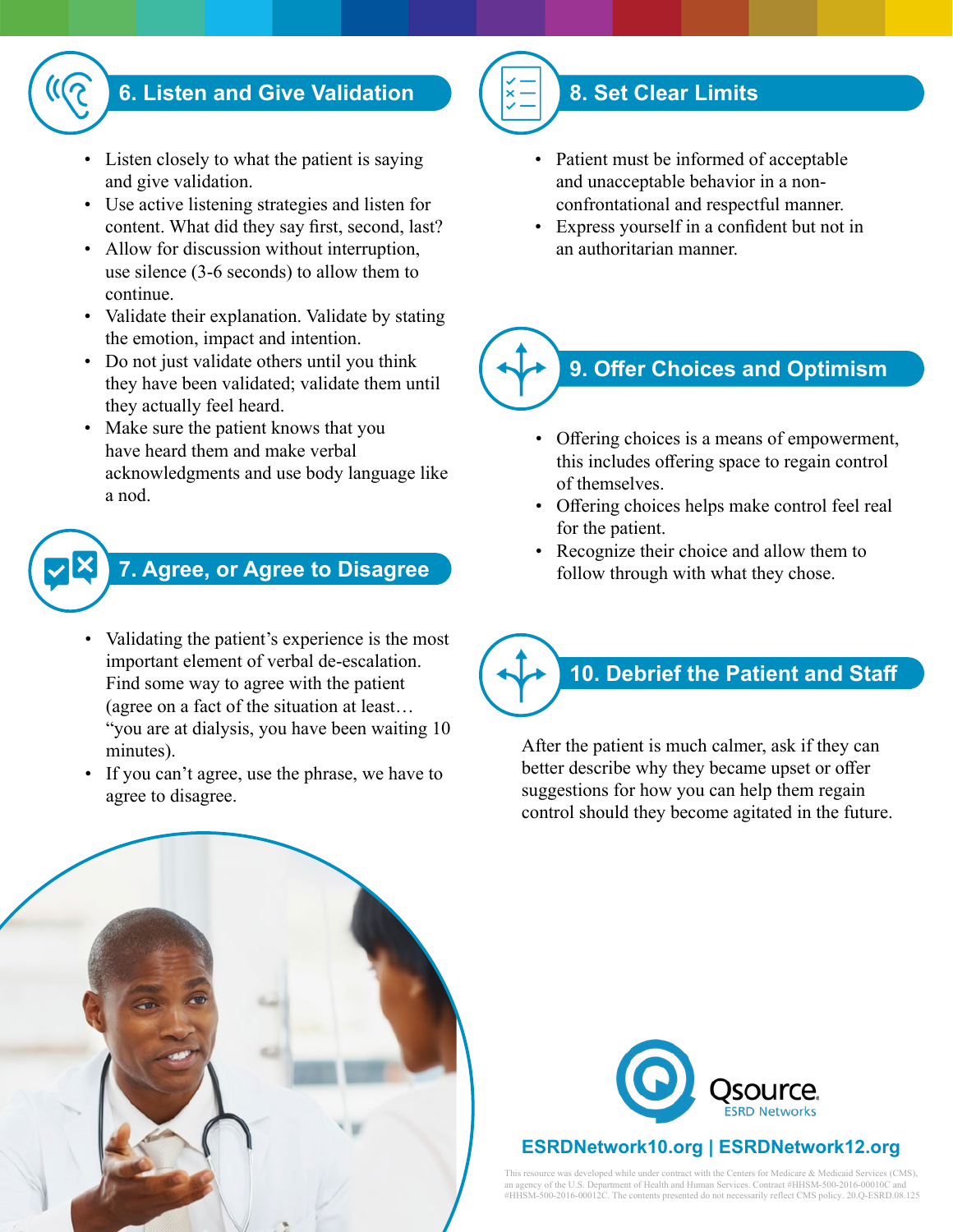## 6. Listen and Give Validation

- Listen closely to what the patient is saying and give validation.
- Use active listening strategies and listen for content. What did they say first, second, last?
- Allow for discussion without interruption, use silence (3-6 seconds) to allow them to continue.
- Validate their explanation. Validate by stating the emotion, impact and intention.
- Do not just validate others until you think they have been validated; validate them until they actually feel heard.
- Make sure the patient knows that you have heard them and make verbal acknowledgments and use body language like a nod.

## 7. Agree, or Agree to Disagree

- Validating the patient's experience is the most important element of verbal de-escalation. Find some way to agree with the patient (agree on a fact of the situation at least… "you are at dialysis, you have been waiting 10 minutes).
- If you can't agree, use the phrase, we have to agree to disagree.

## 8. Set Clear Limits

- Patient must be informed of acceptable and unacceptable behavior in a non-confrontational and respectful manner.
- Express yourself in a confident but not in an authoritarian manner.

## 9. Offer Choices and Optimism

- Offering choices is a means of empowerment, this includes offering space to regain control of themselves.
- Offering choices helps make control feel real for the patient.
- Recognize their choice and allow them to follow through with what they chose.

## 10. Debrief the Patient and Staff

After the patient is much calmer, ask if they can better describe why they became upset or offer suggestions for how you can help them regain control should they become agitated in the future.

Qsource. ESRD Networks

**ESRDNetwork10.org | ESRDNetwork12.org**

This resource was developed while under contract with the Centers for Medicare & Medicaid Services (CMS), an agency of the U.S. Department of Health and Human Services. Contract #HHSM-500-2016-00010C and #HHSM-500-2016-00012C. The contents presented do not necessarily reflect CMS policy. 20.Q-ESRD.08.125